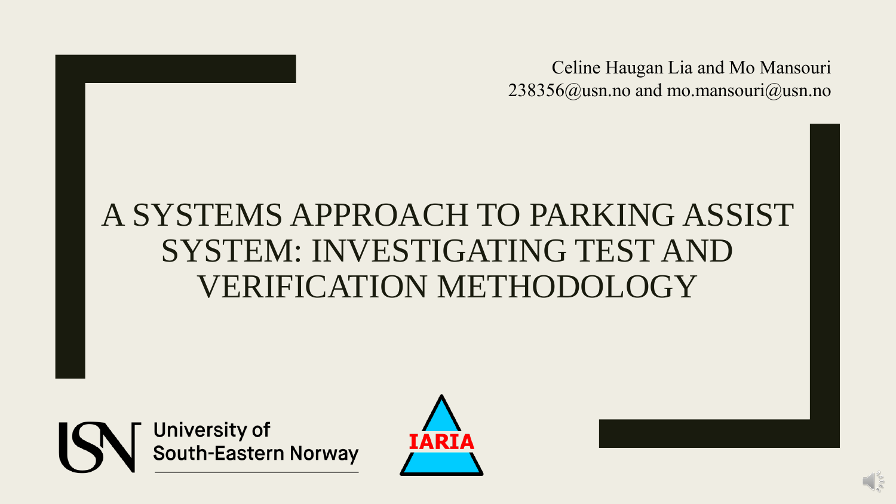Celine Haugan Lia and Mo Mansouri
238356@usn.no and mo.mansouri@usn.no

# A SYSTEMS APPROACH TO PARKING ASSIST SYSTEM: INVESTIGATING TEST AND VERIFICATION METHODOLOGY

University of South-Eastern Norway

IARIA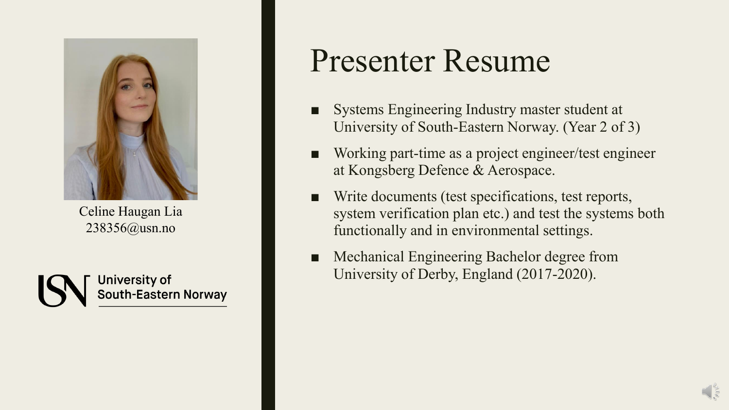Celine Haugan Lia
238356@usn.no

University of South-Eastern Norway

# Presenter Resume

- Systems Engineering Industry master student at University of South-Eastern Norway. (Year 2 of 3)
- Working part-time as a project engineer/test engineer at Kongsberg Defence & Aerospace.
- Write documents (test specifications, test reports, system verification plan etc.) and test the systems both functionally and in environmental settings.
- Mechanical Engineering Bachelor degree from University of Derby, England (2017-2020).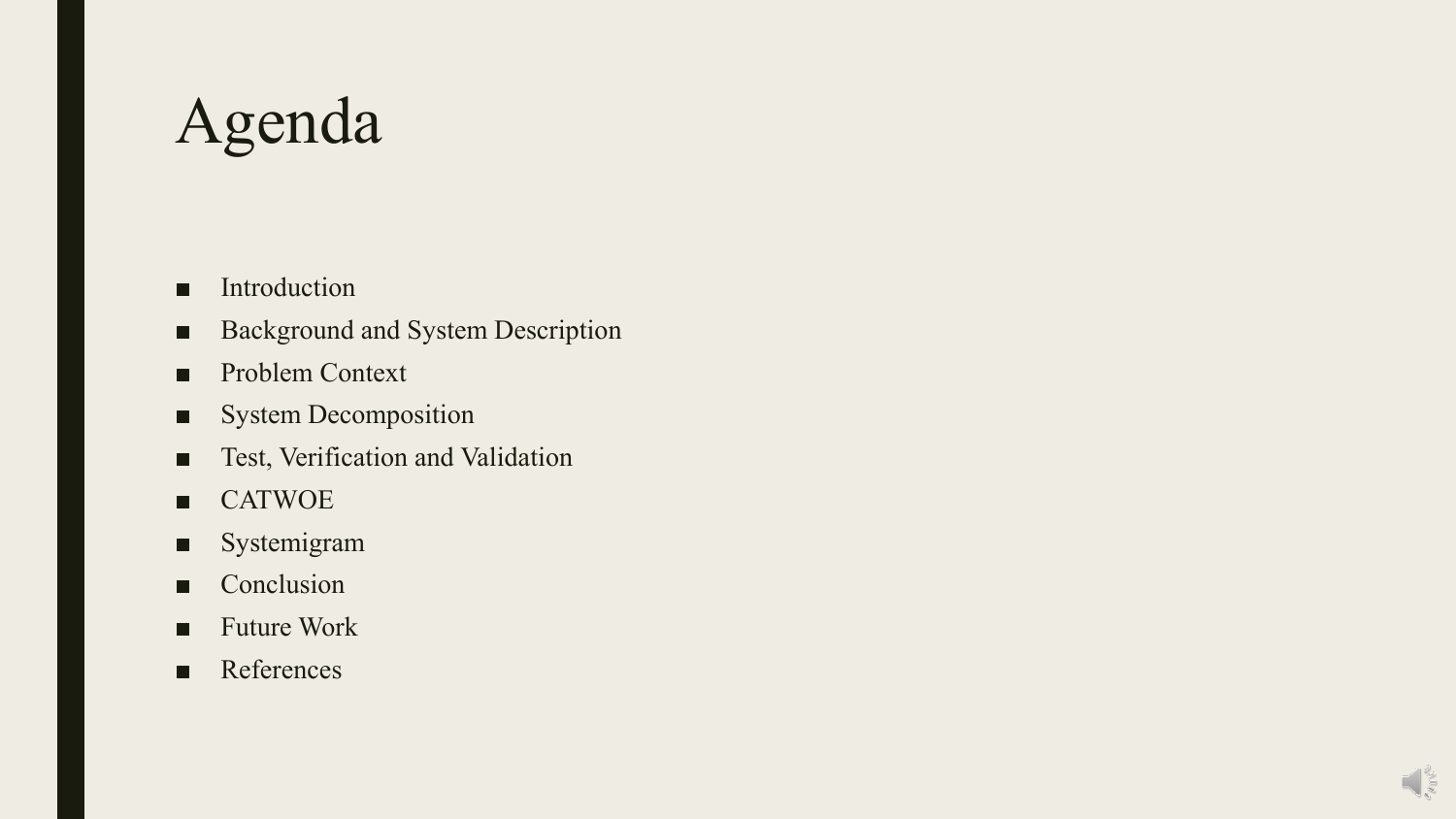# Agenda

- Introduction
- Background and System Description
- Problem Context
- System Decomposition
- Test, Verification and Validation
- CATWOE
- Systemigram
- Conclusion
- Future Work
- References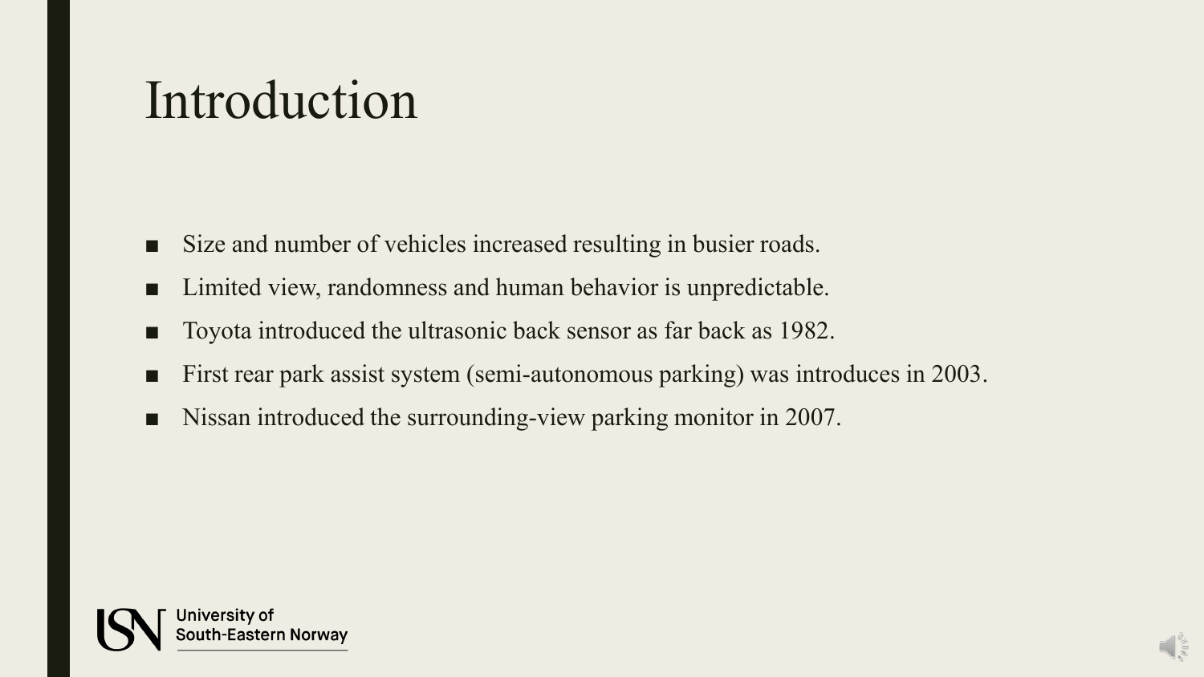# Introduction

- Size and number of vehicles increased resulting in busier roads.
- Limited view, randomness and human behavior is unpredictable.
- Toyota introduced the ultrasonic back sensor as far back as 1982.
- First rear park assist system (semi-autonomous parking) was introduces in 2003.
- Nissan introduced the surrounding-view parking monitor in 2007.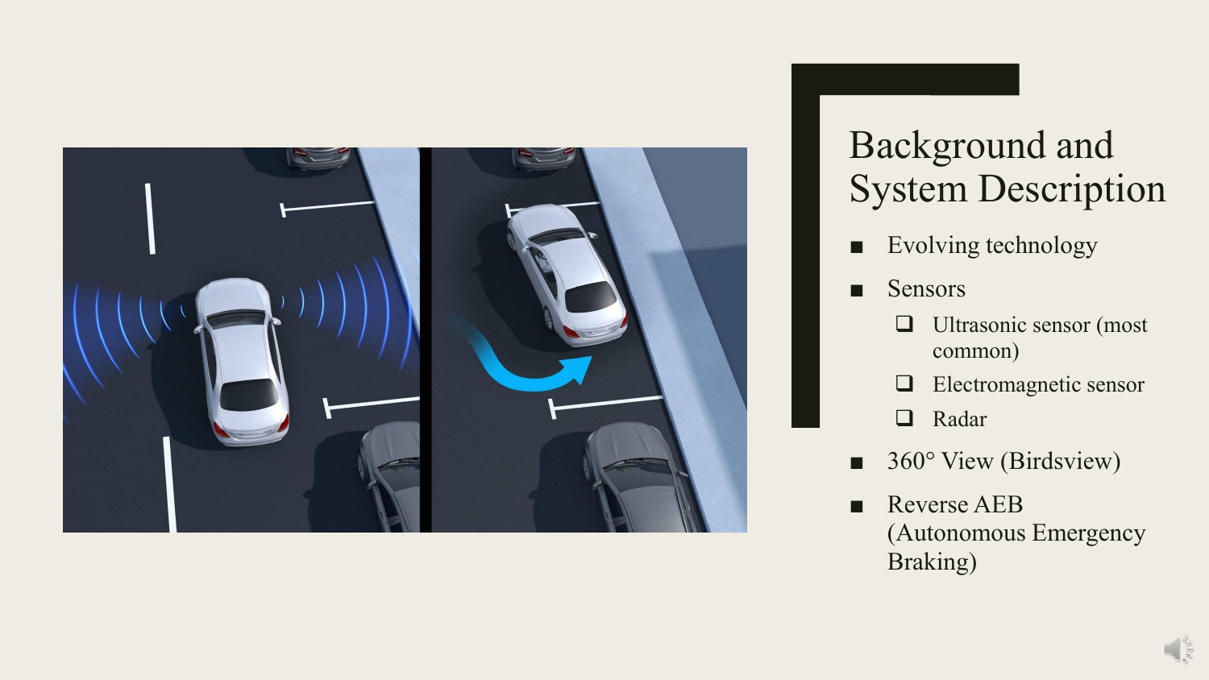# Background and System Description

- Evolving technology
- Sensors
  - Ultrasonic sensor (most common)
  - Electromagnetic sensor
  - Radar
- 360° View (Birdsview)
- Reverse AEB (Autonomous Emergency Braking)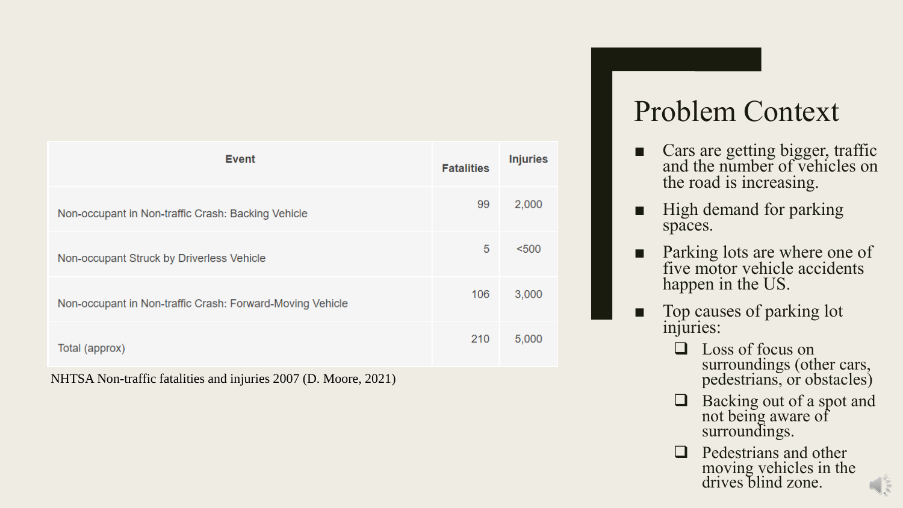## Problem Context

- Cars are getting bigger, traffic and the number of vehicles on the road is increasing.
- High demand for parking spaces.
- Parking lots are where one of five motor vehicle accidents happen in the US.
- Top causes of parking lot injuries:
  - Loss of focus on surroundings (other cars, pedestrians, or obstacles)
  - Backing out of a spot and not being aware of surroundings.
  - Pedestrians and other moving vehicles in the drives blind zone.

| Event | Fatalities | Injuries |
|---|---|---|
| Non-occupant in Non-traffic Crash: Backing Vehicle | 99 | 2,000 |
| Non-occupant Struck by Driverless Vehicle | 5 | <500 |
| Non-occupant in Non-traffic Crash: Forward-Moving Vehicle | 106 | 3,000 |
| Total (approx) | 210 | 5,000 |

NHTSA Non-traffic fatalities and injuries 2007 (D. Moore, 2021)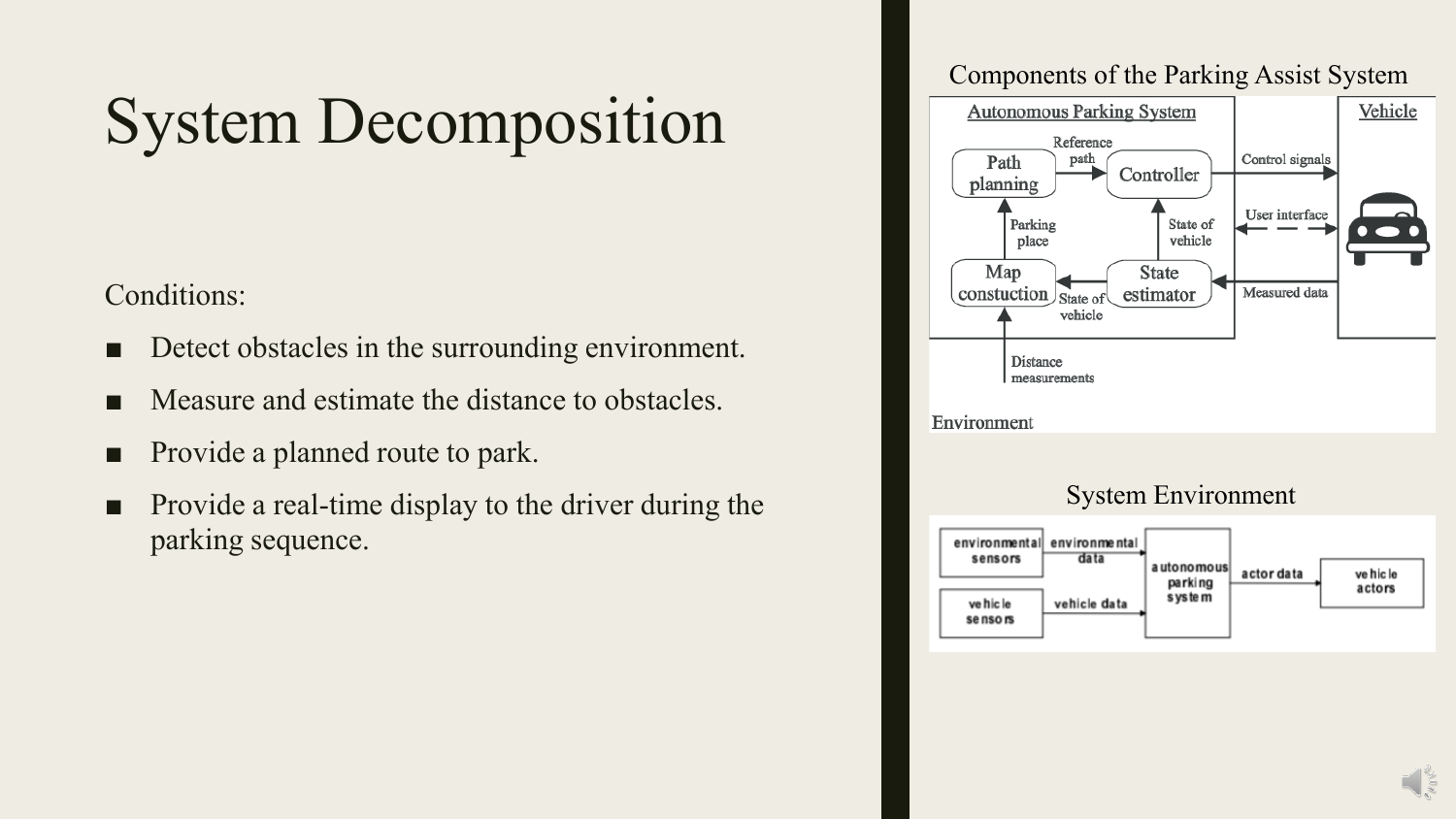# System Decomposition

Conditions:

- Detect obstacles in the surrounding environment.
- Measure and estimate the distance to obstacles.
- Provide a planned route to park.
- Provide a real-time display to the driver during the parking sequence.

Components of the Parking Assist System

System Environment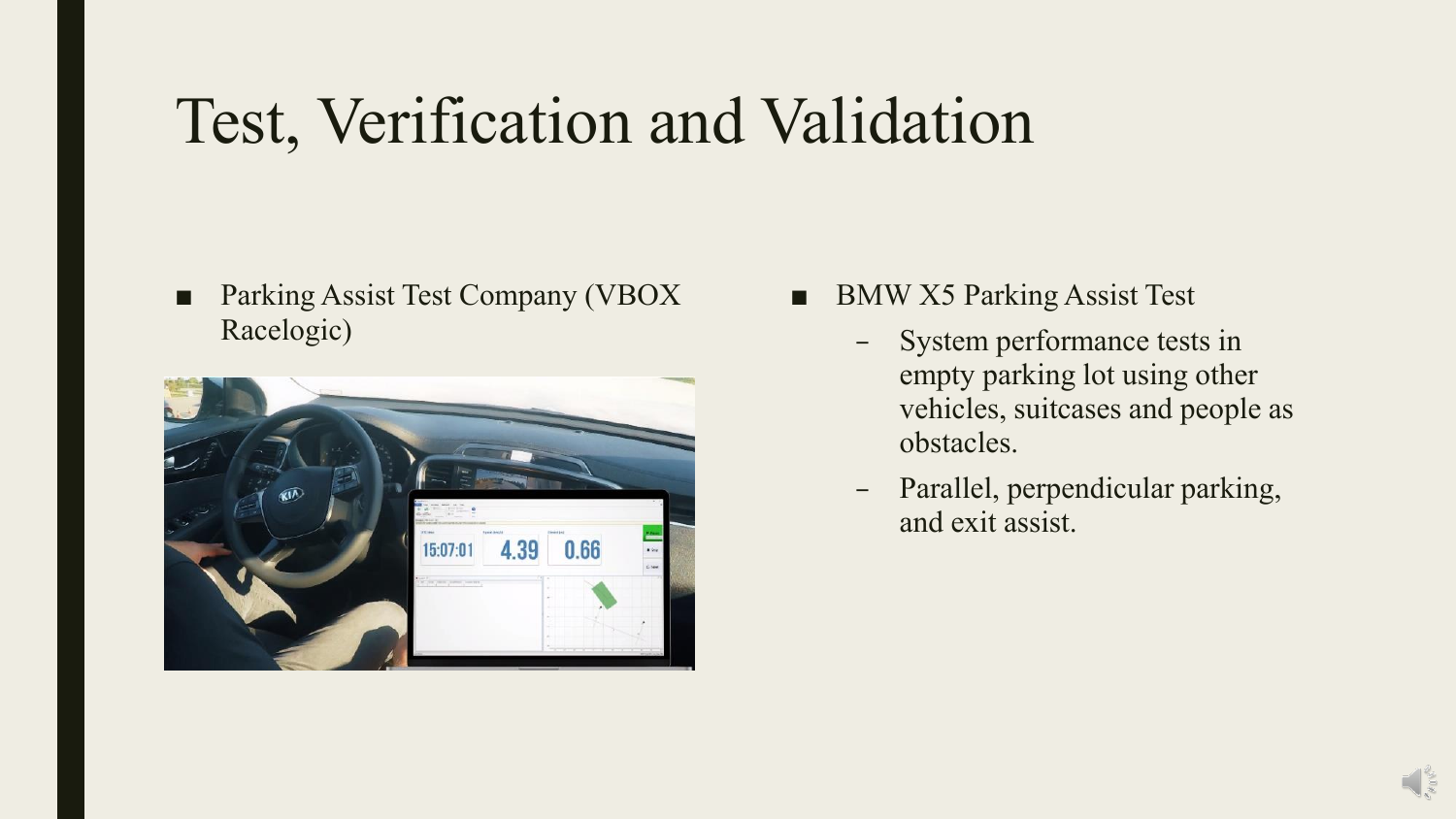# Test, Verification and Validation

- Parking Assist Test Company (VBOX Racelogic)

- BMW X5 Parking Assist Test
  - System performance tests in empty parking lot using other vehicles, suitcases and people as obstacles.
  - Parallel, perpendicular parking, and exit assist.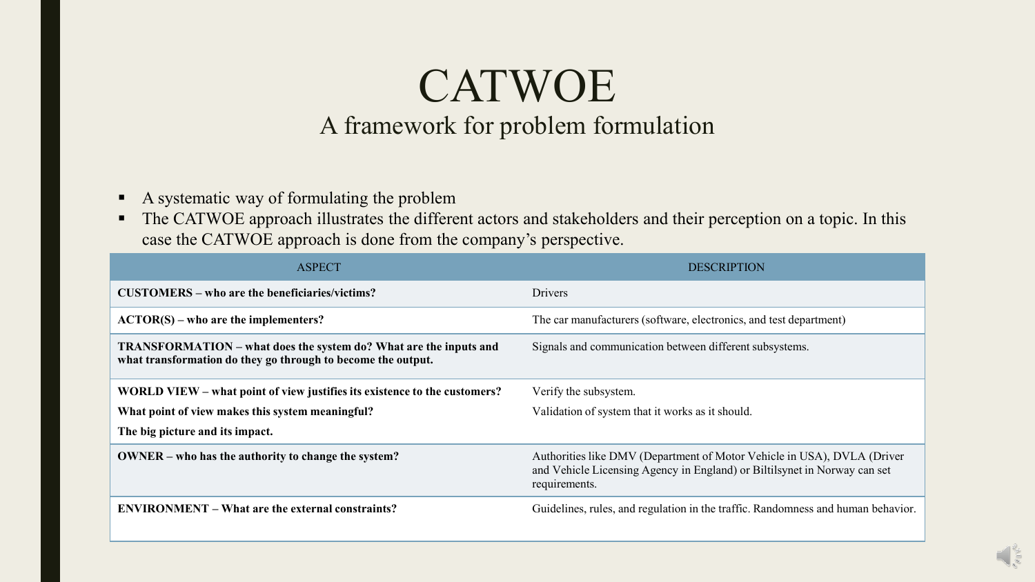# CATWOE

## A framework for problem formulation

- A systematic way of formulating the problem
- The CATWOE approach illustrates the different actors and stakeholders and their perception on a topic. In this case the CATWOE approach is done from the company's perspective.

| ASPECT | DESCRIPTION |
| --- | --- |
| **CUSTOMERS – who are the beneficiaries/victims?** | Drivers |
| **ACTOR(S) – who are the implementers?** | The car manufacturers (software, electronics, and test department) |
| **TRANSFORMATION – what does the system do? What are the inputs and what transformation do they go through to become the output.** | Signals and communication between different subsystems. |
| **WORLD VIEW – what point of view justifies its existence to the customers? What point of view makes this system meaningful? The big picture and its impact.** | Verify the subsystem. Validation of system that it works as it should. |
| **OWNER – who has the authority to change the system?** | Authorities like DMV (Department of Motor Vehicle in USA), DVLA (Driver and Vehicle Licensing Agency in England) or Biltilsynet in Norway can set requirements. |
| **ENVIRONMENT – What are the external constraints?** | Guidelines, rules, and regulation in the traffic. Randomness and human behavior. |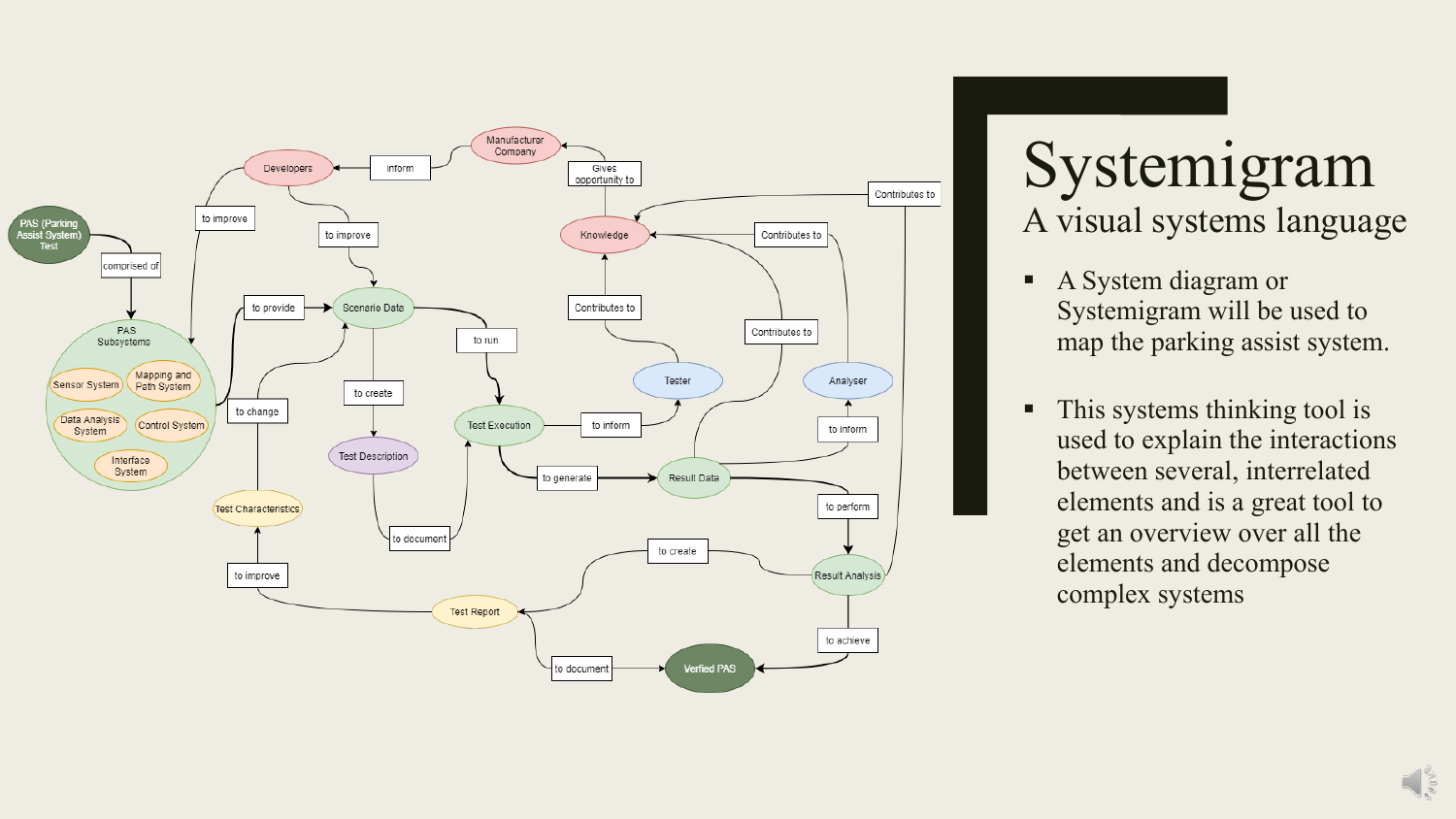# Systemigram

## A visual systems language

- A System diagram or Systemigram will be used to map the parking assist system.
- This systems thinking tool is used to explain the interactions between several, interrelated elements and is a great tool to get an overview over all the elements and decompose complex systems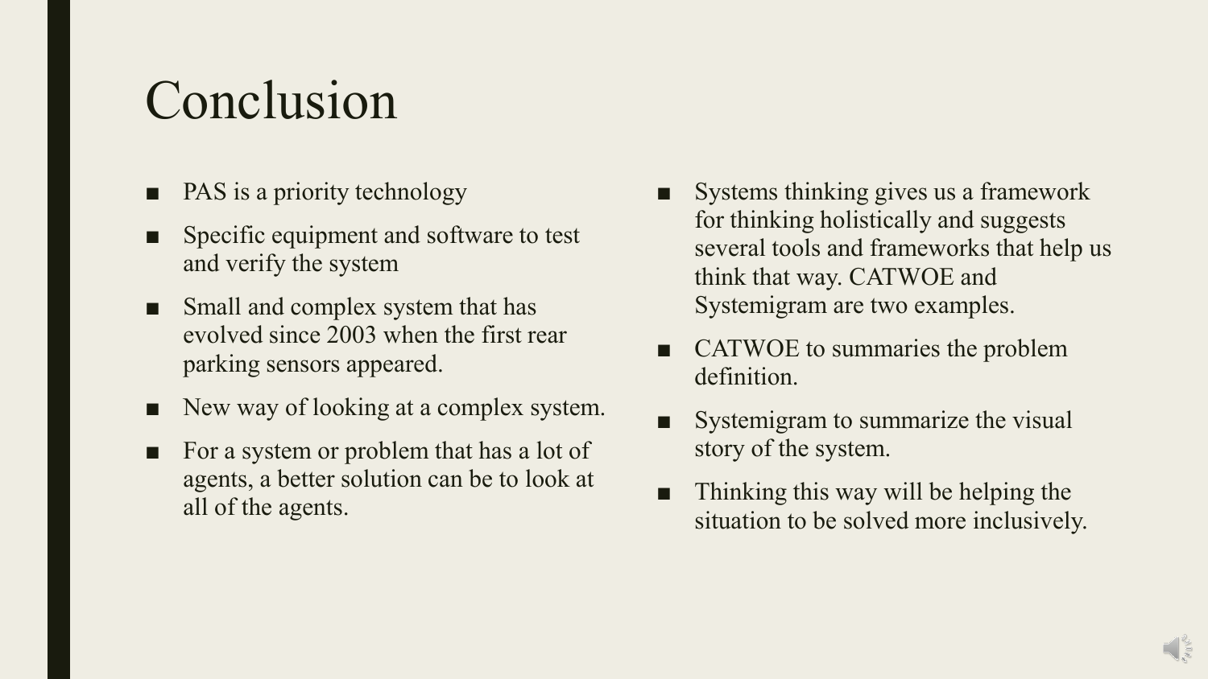# Conclusion

- PAS is a priority technology
- Specific equipment and software to test and verify the system
- Small and complex system that has evolved since 2003 when the first rear parking sensors appeared.
- New way of looking at a complex system.
- For a system or problem that has a lot of agents, a better solution can be to look at all of the agents.
- Systems thinking gives us a framework for thinking holistically and suggests several tools and frameworks that help us think that way. CATWOE and Systemigram are two examples.
- CATWOE to summaries the problem definition.
- Systemigram to summarize the visual story of the system.
- Thinking this way will be helping the situation to be solved more inclusively.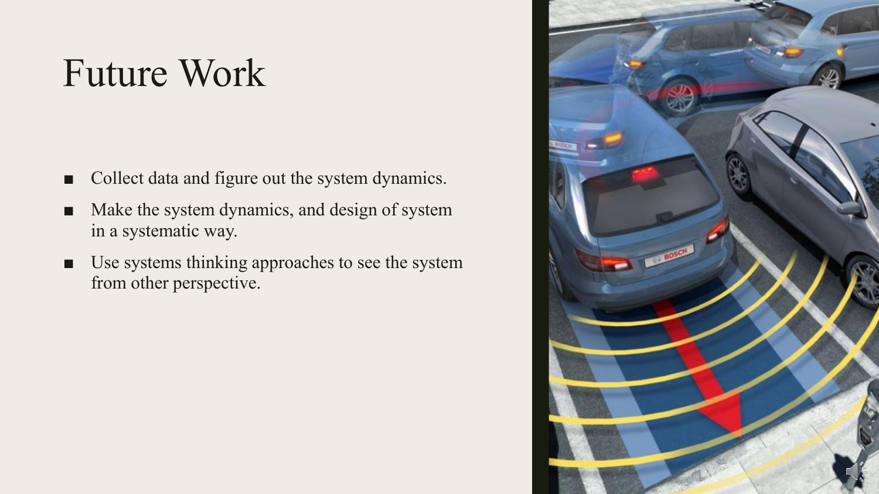# Future Work

- Collect data and figure out the system dynamics.
- Make the system dynamics, and design of system in a systematic way.
- Use systems thinking approaches to see the system from other perspective.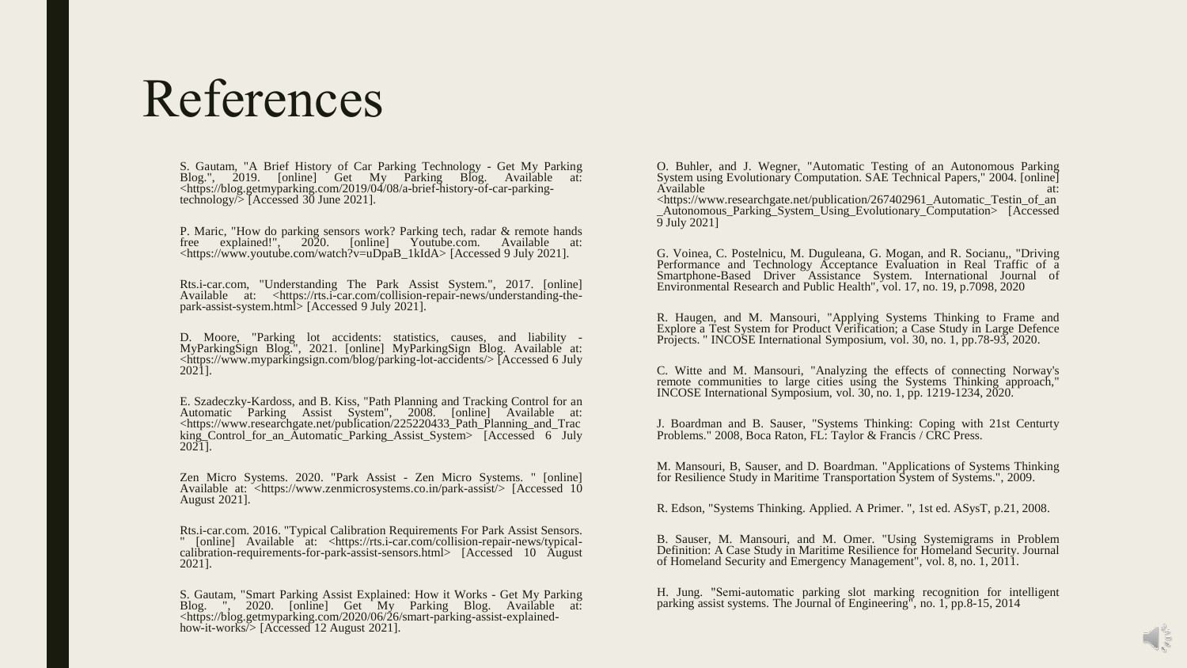# References

S. Gautam, "A Brief History of Car Parking Technology - Get My Parking Blog.", 2019. [online] Get My Parking Blog. Available at: <https://blog.getmyparking.com/2019/04/08/a-brief-history-of-car-parking-technology/> [Accessed 30 June 2021].

P. Maric, "How do parking sensors work? Parking tech, radar & remote hands free explained!", 2020. [online] Youtube.com. Available at: <https://www.youtube.com/watch?v=uDpaB_1kIdA> [Accessed 9 July 2021].

Rts.i-car.com, "Understanding The Park Assist System.", 2017. [online] Available at: <https://rts.i-car.com/collision-repair-news/understanding-the-park-assist-system.html> [Accessed 9 July 2021].

D. Moore, "Parking lot accidents: statistics, causes, and liability - MyParkingSign Blog.", 2021. [online] MyParkingSign Blog. Available at: <https://www.myparkingsign.com/blog/parking-lot-accidents/> [Accessed 6 July 2021].

E. Szadeczky-Kardoss, and B. Kiss, "Path Planning and Tracking Control for an Automatic Parking Assist System", 2008. [online] Available at: <https://www.researchgate.net/publication/225220433_Path_Planning_and_Tracking_Control_for_an_Automatic_Parking_Assist_System> [Accessed 6 July 2021].

Zen Micro Systems. 2020. "Park Assist - Zen Micro Systems. " [online] Available at: <https://www.zenmicrosystems.co.in/park-assist/> [Accessed 10 August 2021].

Rts.i-car.com. 2016. "Typical Calibration Requirements For Park Assist Sensors. " [online] Available at: <https://rts.i-car.com/collision-repair-news/typical-calibration-requirements-for-park-assist-sensors.html> [Accessed 10 August 2021].

S. Gautam, "Smart Parking Assist Explained: How it Works - Get My Parking Blog. ", 2020. [online] Get My Parking Blog. Available at: <https://blog.getmyparking.com/2020/06/26/smart-parking-assist-explained-how-it-works/> [Accessed 12 August 2021].

O. Buhler, and J. Wegner, "Automatic Testing of an Autonomous Parking System using Evolutionary Computation. SAE Technical Papers," 2004. [online] Available at: <https://www.researchgate.net/publication/267402961_Automatic_Testin_of_an_Autonomous_Parking_System_Using_Evolutionary_Computation> [Accessed 9 July 2021]

G. Voinea, C. Postelnicu, M. Duguleana, G. Mogan, and R. Socianu,, "Driving Performance and Technology Acceptance Evaluation in Real Traffic of a Smartphone-Based Driver Assistance System. International Journal of Environmental Research and Public Health", vol. 17, no. 19, p.7098, 2020

R. Haugen, and M. Mansouri, "Applying Systems Thinking to Frame and Explore a Test System for Product Verification; a Case Study in Large Defence Projects. " INCOSE International Symposium, vol. 30, no. 1, pp.78-93, 2020.

C. Witte and M. Mansouri, "Analyzing the effects of connecting Norway's remote communities to large cities using the Systems Thinking approach," INCOSE International Symposium, vol. 30, no. 1, pp. 1219-1234, 2020.

J. Boardman and B. Sauser, "Systems Thinking: Coping with 21st Century Problems." 2008, Boca Raton, FL: Taylor & Francis / CRC Press.

M. Mansouri, B, Sauser, and D. Boardman. "Applications of Systems Thinking for Resilience Study in Maritime Transportation System of Systems.", 2009.

R. Edson, "Systems Thinking. Applied. A Primer. ", 1st ed. ASysT, p.21, 2008.

B. Sauser, M. Mansouri, and M. Omer. "Using Systemigrams in Problem Definition: A Case Study in Maritime Resilience for Homeland Security. Journal of Homeland Security and Emergency Management", vol. 8, no. 1, 2011.

H. Jung. "Semi-automatic parking slot marking recognition for intelligent parking assist systems. The Journal of Engineering", no. 1, pp.8-15, 2014